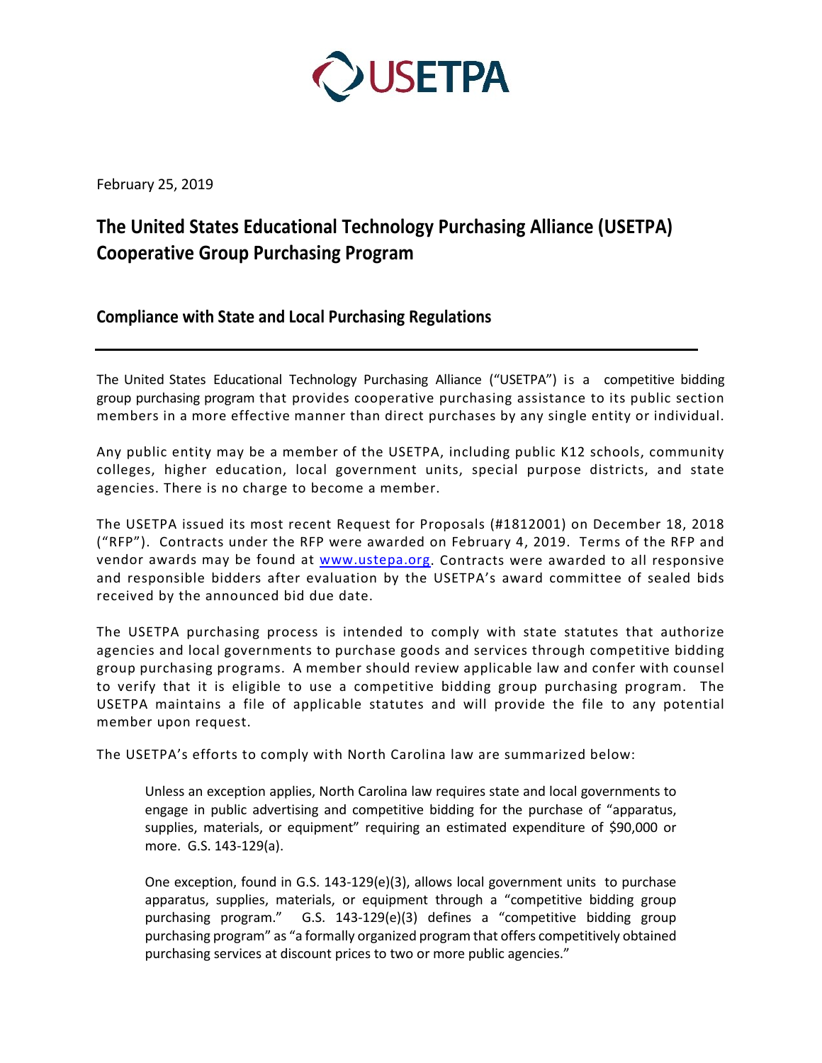February 25, 2019

# The United States Educational Technology Purchasing Alliance (USETPA) Cooperative Group Purchasing Program

## Compliance with State and Local Purchasing Regulations

---

The United States Educational Technology Purchasing Alliance ("USETPA") is a competitive bidding group purchasing program that provides cooperative purchasing assistance to its public section members in a more effective manner than direct purchases by any single entity or individual.

Any public entity may be a member of the USETPA, including public K12 schools, community colleges, higher education, local government units, special purpose districts, and state agencies. There is no charge to become a member.

The USETPA issued its most recent Request for Proposals (#1812001) on December 18, 2018 ("RFP"). Contracts under the RFP were awarded on February 4, 2019. Terms of the RFP and vendor awards may be found at www.ustepa.org. Contracts were awarded to all responsive and responsible bidders after evaluation by the USETPA's award committee of sealed bids received by the announced bid due date.

The USETPA purchasing process is intended to comply with state statutes that authorize agencies and local governments to purchase goods and services through competitive bidding group purchasing programs. A member should review applicable law and confer with counsel to verify that it is eligible to use a competitive bidding group purchasing program. The USETPA maintains a file of applicable statutes and will provide the file to any potential member upon request.

The USETPA's efforts to comply with North Carolina law are summarized below:

> Unless an exception applies, North Carolina law requires state and local governments to engage in public advertising and competitive bidding for the purchase of "apparatus, supplies, materials, or equipment" requiring an estimated expenditure of $90,000 or more. G.S. 143-129(a).
>
> One exception, found in G.S. 143-129(e)(3), allows local government units to purchase apparatus, supplies, materials, or equipment through a "competitive bidding group purchasing program." G.S. 143-129(e)(3) defines a "competitive bidding group purchasing program" as "a formally organized program that offers competitively obtained purchasing services at discount prices to two or more public agencies."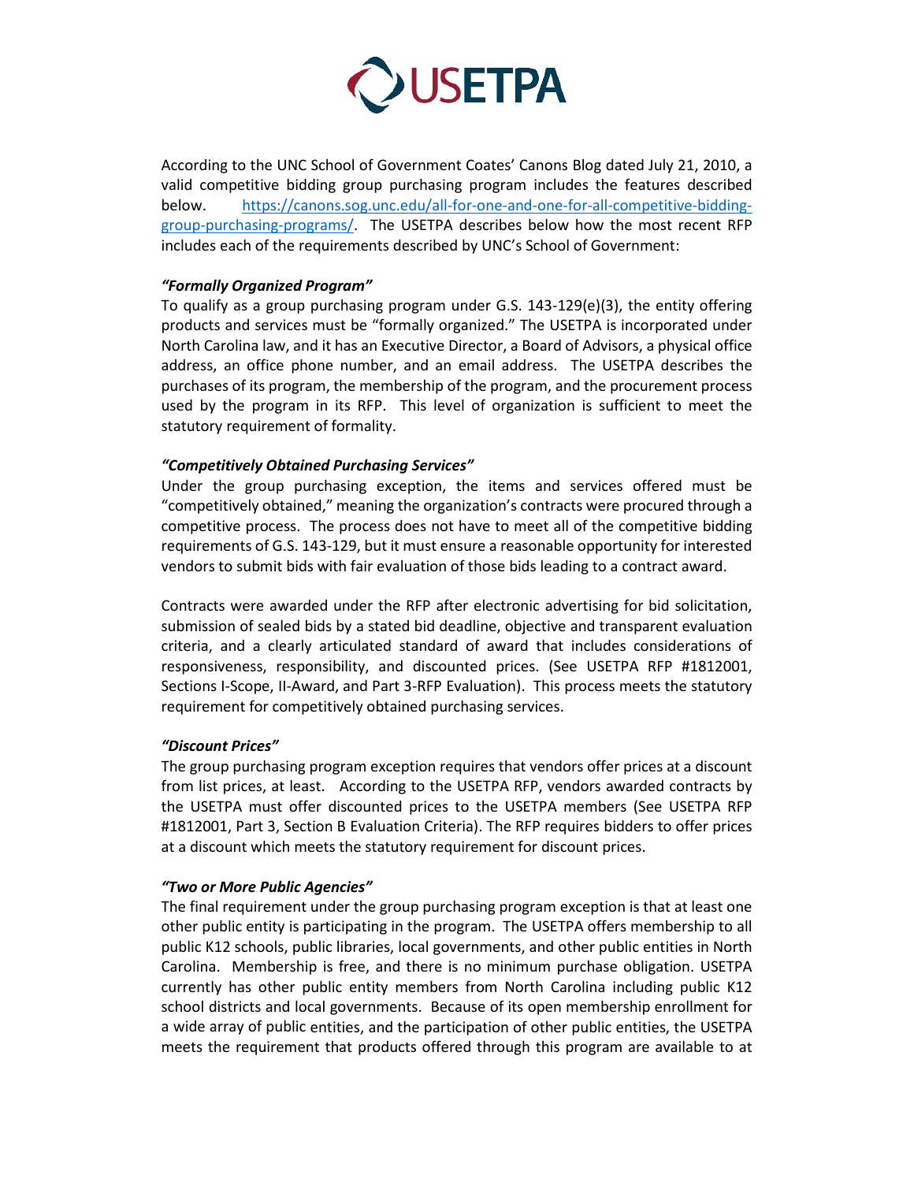According to the UNC School of Government Coates' Canons Blog dated July 21, 2010, a valid competitive bidding group purchasing program includes the features described below. [https://canons.sog.unc.edu/all-for-one-and-one-for-all-competitive-bidding-group-purchasing-programs/](https://canons.sog.unc.edu/all-for-one-and-one-for-all-competitive-bidding-group-purchasing-programs/). The USETPA describes below how the most recent RFP includes each of the requirements described by UNC's School of Government:

***"Formally Organized Program"***

To qualify as a group purchasing program under G.S. 143-129(e)(3), the entity offering products and services must be "formally organized." The USETPA is incorporated under North Carolina law, and it has an Executive Director, a Board of Advisors, a physical office address, an office phone number, and an email address. The USETPA describes the purchases of its program, the membership of the program, and the procurement process used by the program in its RFP. This level of organization is sufficient to meet the statutory requirement of formality.

***"Competitively Obtained Purchasing Services"***

Under the group purchasing exception, the items and services offered must be "competitively obtained," meaning the organization's contracts were procured through a competitive process. The process does not have to meet all of the competitive bidding requirements of G.S. 143-129, but it must ensure a reasonable opportunity for interested vendors to submit bids with fair evaluation of those bids leading to a contract award.

Contracts were awarded under the RFP after electronic advertising for bid solicitation, submission of sealed bids by a stated bid deadline, objective and transparent evaluation criteria, and a clearly articulated standard of award that includes considerations of responsiveness, responsibility, and discounted prices. (See USETPA RFP #1812001, Sections I-Scope, II-Award, and Part 3-RFP Evaluation). This process meets the statutory requirement for competitively obtained purchasing services.

***"Discount Prices"***

The group purchasing program exception requires that vendors offer prices at a discount from list prices, at least. According to the USETPA RFP, vendors awarded contracts by the USETPA must offer discounted prices to the USETPA members (See USETPA RFP #1812001, Part 3, Section B Evaluation Criteria). The RFP requires bidders to offer prices at a discount which meets the statutory requirement for discount prices.

***"Two or More Public Agencies"***

The final requirement under the group purchasing program exception is that at least one other public entity is participating in the program. The USETPA offers membership to all public K12 schools, public libraries, local governments, and other public entities in North Carolina. Membership is free, and there is no minimum purchase obligation. USETPA currently has other public entity members from North Carolina including public K12 school districts and local governments. Because of its open membership enrollment for a wide array of public entities, and the participation of other public entities, the USETPA meets the requirement that products offered through this program are available to at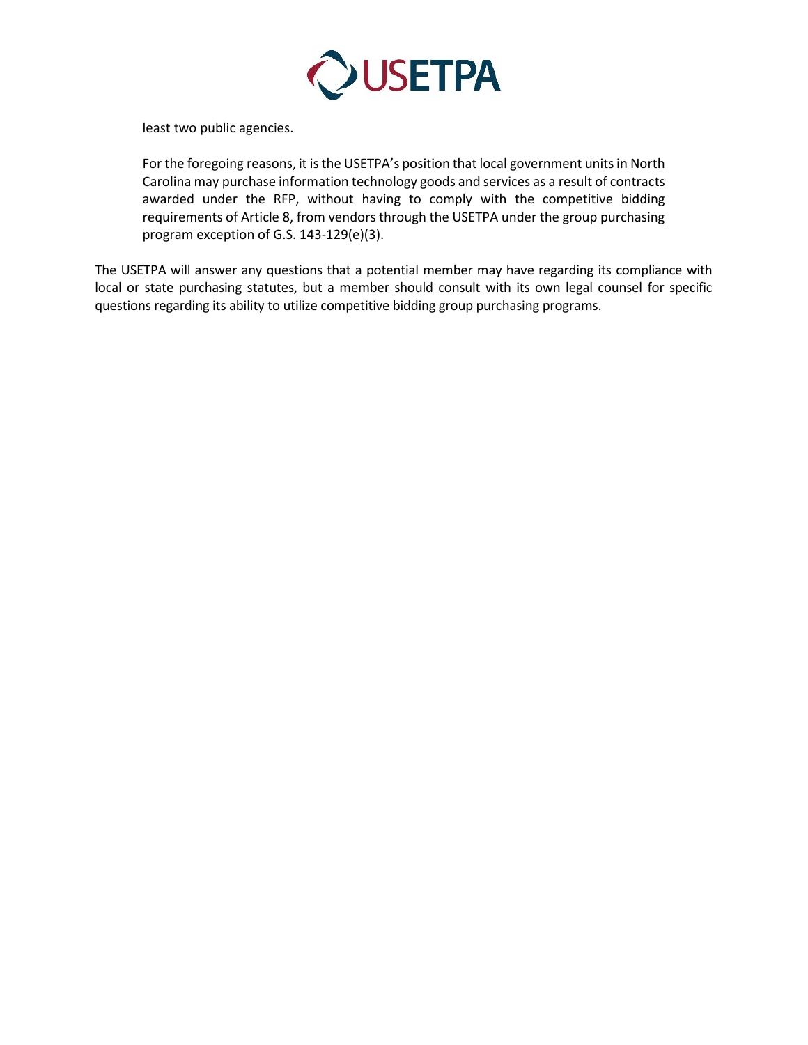least two public agencies.

For the foregoing reasons, it is the USETPA's position that local government units in North Carolina may purchase information technology goods and services as a result of contracts awarded under the RFP, without having to comply with the competitive bidding requirements of Article 8, from vendors through the USETPA under the group purchasing program exception of G.S. 143-129(e)(3).

The USETPA will answer any questions that a potential member may have regarding its compliance with local or state purchasing statutes, but a member should consult with its own legal counsel for specific questions regarding its ability to utilize competitive bidding group purchasing programs.